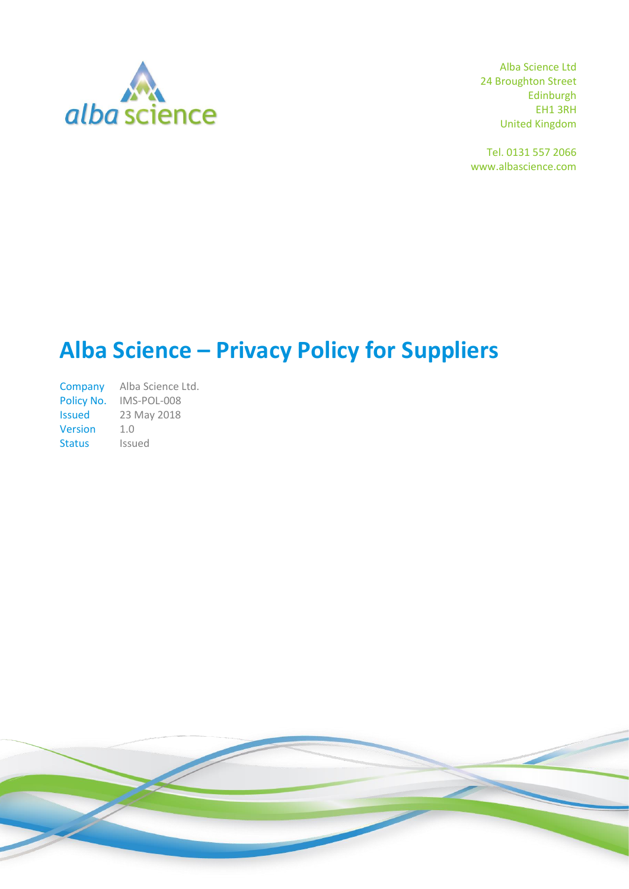alba science

Alba Science Ltd
24 Broughton Street
Edinburgh
EH1 3RH
United Kingdom

Tel. 0131 557 2066
www.albascience.com

# Alba Science – Privacy Policy for Suppliers

| | |
|---|---|
| Company | Alba Science Ltd. |
| Policy No. | IMS-POL-008 |
| Issued | 23 May 2018 |
| Version | 1.0 |
| Status | Issued |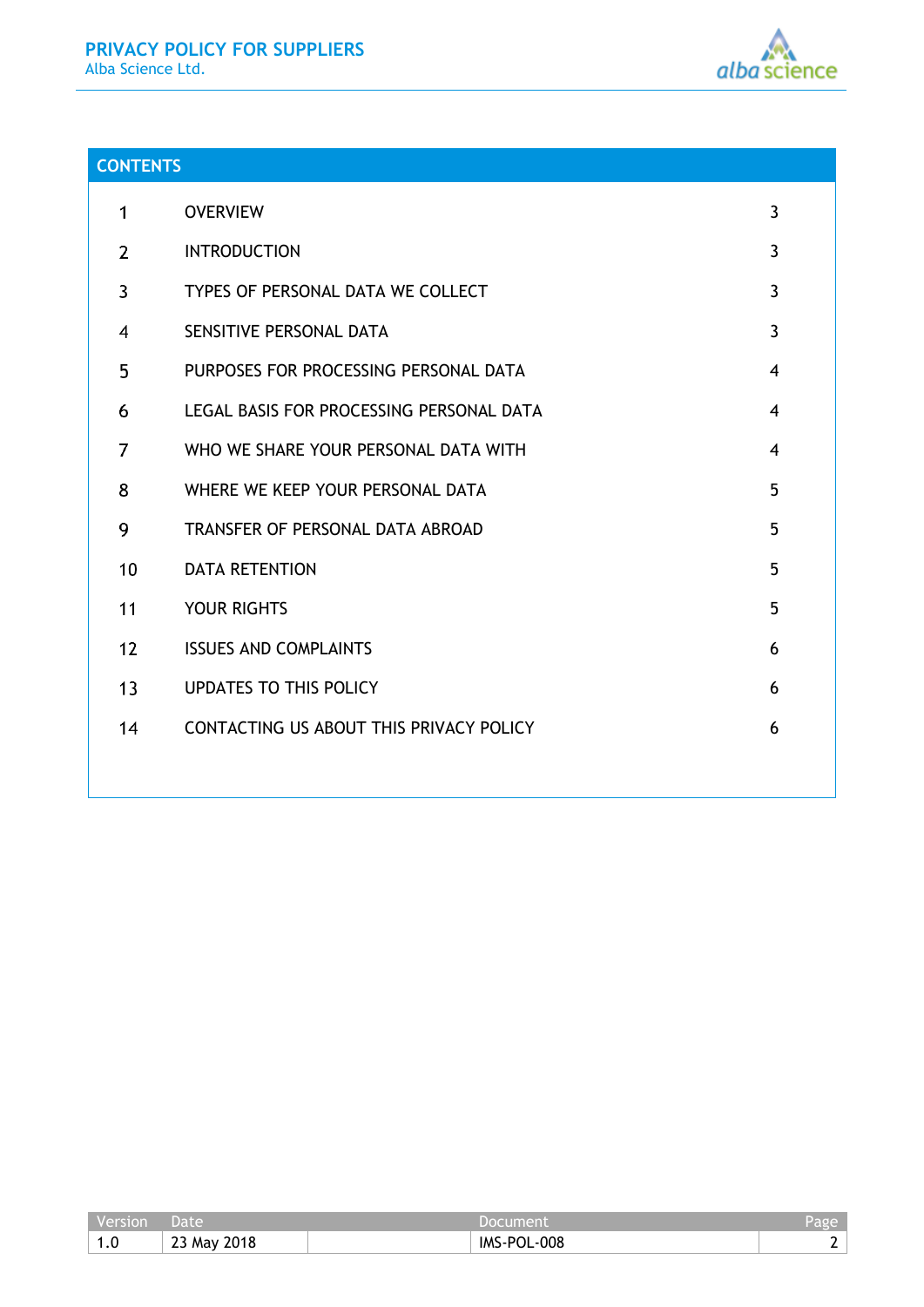## CONTENTS

| | | |
|---|---|---|
| 1 | OVERVIEW | 3 |
| 2 | INTRODUCTION | 3 |
| 3 | TYPES OF PERSONAL DATA WE COLLECT | 3 |
| 4 | SENSITIVE PERSONAL DATA | 3 |
| 5 | PURPOSES FOR PROCESSING PERSONAL DATA | 4 |
| 6 | LEGAL BASIS FOR PROCESSING PERSONAL DATA | 4 |
| 7 | WHO WE SHARE YOUR PERSONAL DATA WITH | 4 |
| 8 | WHERE WE KEEP YOUR PERSONAL DATA | 5 |
| 9 | TRANSFER OF PERSONAL DATA ABROAD | 5 |
| 10 | DATA RETENTION | 5 |
| 11 | YOUR RIGHTS | 5 |
| 12 | ISSUES AND COMPLAINTS | 6 |
| 13 | UPDATES TO THIS POLICY | 6 |
| 14 | CONTACTING US ABOUT THIS PRIVACY POLICY | 6 |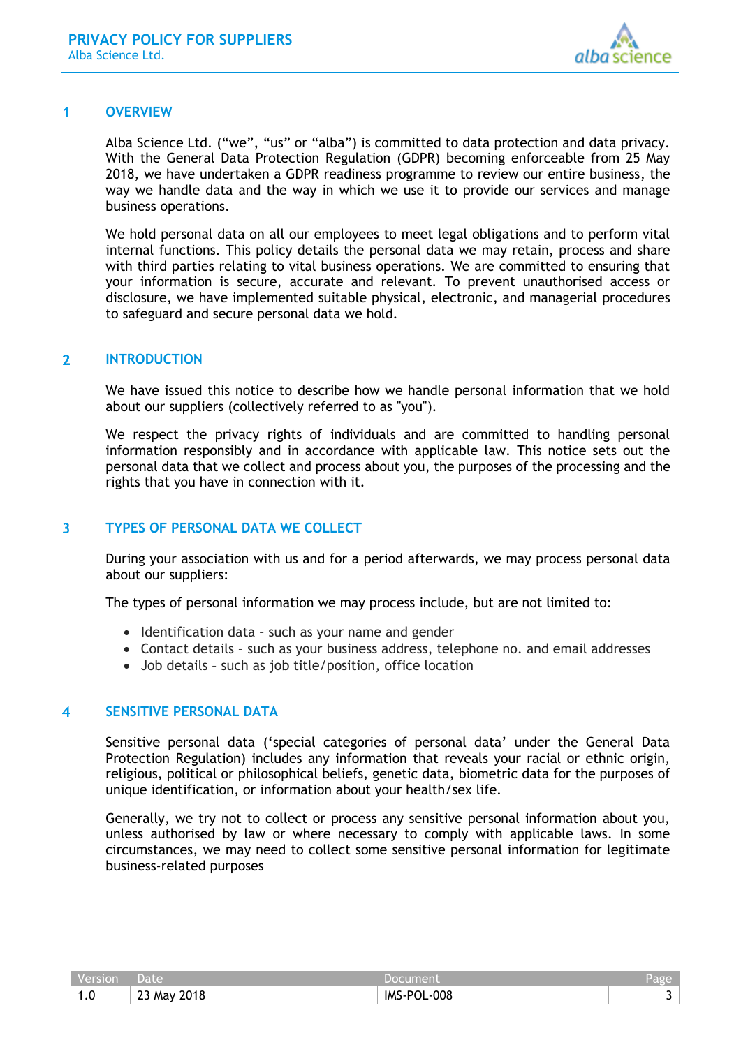## 1 OVERVIEW

Alba Science Ltd. ("we", "us" or "alba") is committed to data protection and data privacy. With the General Data Protection Regulation (GDPR) becoming enforceable from 25 May 2018, we have undertaken a GDPR readiness programme to review our entire business, the way we handle data and the way in which we use it to provide our services and manage business operations.

We hold personal data on all our employees to meet legal obligations and to perform vital internal functions. This policy details the personal data we may retain, process and share with third parties relating to vital business operations. We are committed to ensuring that your information is secure, accurate and relevant. To prevent unauthorised access or disclosure, we have implemented suitable physical, electronic, and managerial procedures to safeguard and secure personal data we hold.

## 2 INTRODUCTION

We have issued this notice to describe how we handle personal information that we hold about our suppliers (collectively referred to as "you").

We respect the privacy rights of individuals and are committed to handling personal information responsibly and in accordance with applicable law. This notice sets out the personal data that we collect and process about you, the purposes of the processing and the rights that you have in connection with it.

## 3 TYPES OF PERSONAL DATA WE COLLECT

During your association with us and for a period afterwards, we may process personal data about our suppliers:

The types of personal information we may process include, but are not limited to:

- Identification data – such as your name and gender
- Contact details – such as your business address, telephone no. and email addresses
- Job details – such as job title/position, office location

## 4 SENSITIVE PERSONAL DATA

Sensitive personal data ('special categories of personal data' under the General Data Protection Regulation) includes any information that reveals your racial or ethnic origin, religious, political or philosophical beliefs, genetic data, biometric data for the purposes of unique identification, or information about your health/sex life.

Generally, we try not to collect or process any sensitive personal information about you, unless authorised by law or where necessary to comply with applicable laws. In some circumstances, we may need to collect some sensitive personal information for legitimate business-related purposes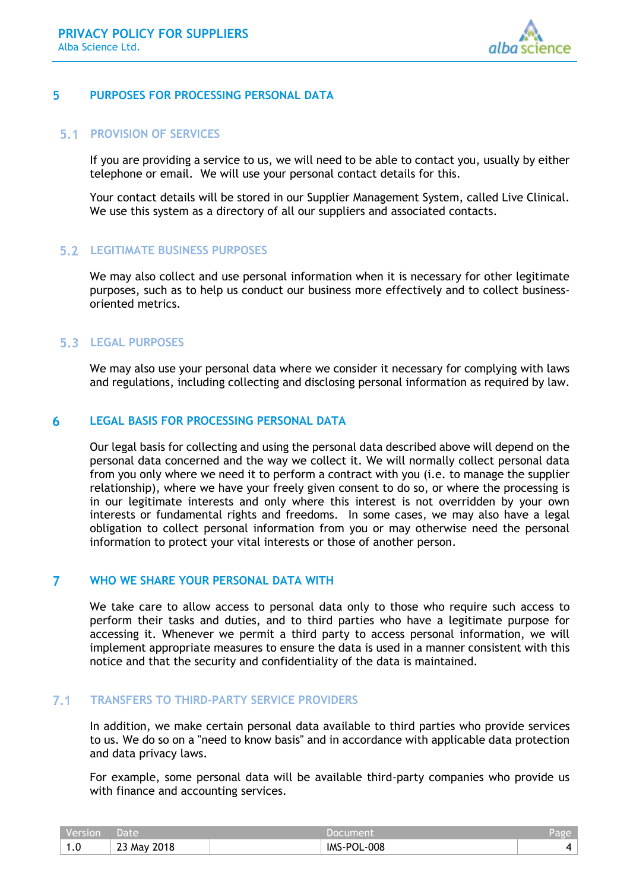## 5 PURPOSES FOR PROCESSING PERSONAL DATA

### 5.1 PROVISION OF SERVICES

If you are providing a service to us, we will need to be able to contact you, usually by either telephone or email. We will use your personal contact details for this.

Your contact details will be stored in our Supplier Management System, called Live Clinical. We use this system as a directory of all our suppliers and associated contacts.

### 5.2 LEGITIMATE BUSINESS PURPOSES

We may also collect and use personal information when it is necessary for other legitimate purposes, such as to help us conduct our business more effectively and to collect business-oriented metrics.

### 5.3 LEGAL PURPOSES

We may also use your personal data where we consider it necessary for complying with laws and regulations, including collecting and disclosing personal information as required by law.

## 6 LEGAL BASIS FOR PROCESSING PERSONAL DATA

Our legal basis for collecting and using the personal data described above will depend on the personal data concerned and the way we collect it. We will normally collect personal data from you only where we need it to perform a contract with you (i.e. to manage the supplier relationship), where we have your freely given consent to do so, or where the processing is in our legitimate interests and only where this interest is not overridden by your own interests or fundamental rights and freedoms. In some cases, we may also have a legal obligation to collect personal information from you or may otherwise need the personal information to protect your vital interests or those of another person.

## 7 WHO WE SHARE YOUR PERSONAL DATA WITH

We take care to allow access to personal data only to those who require such access to perform their tasks and duties, and to third parties who have a legitimate purpose for accessing it. Whenever we permit a third party to access personal information, we will implement appropriate measures to ensure the data is used in a manner consistent with this notice and that the security and confidentiality of the data is maintained.

### 7.1 TRANSFERS TO THIRD-PARTY SERVICE PROVIDERS

In addition, we make certain personal data available to third parties who provide services to us. We do so on a "need to know basis" and in accordance with applicable data protection and data privacy laws.

For example, some personal data will be available third-party companies who provide us with finance and accounting services.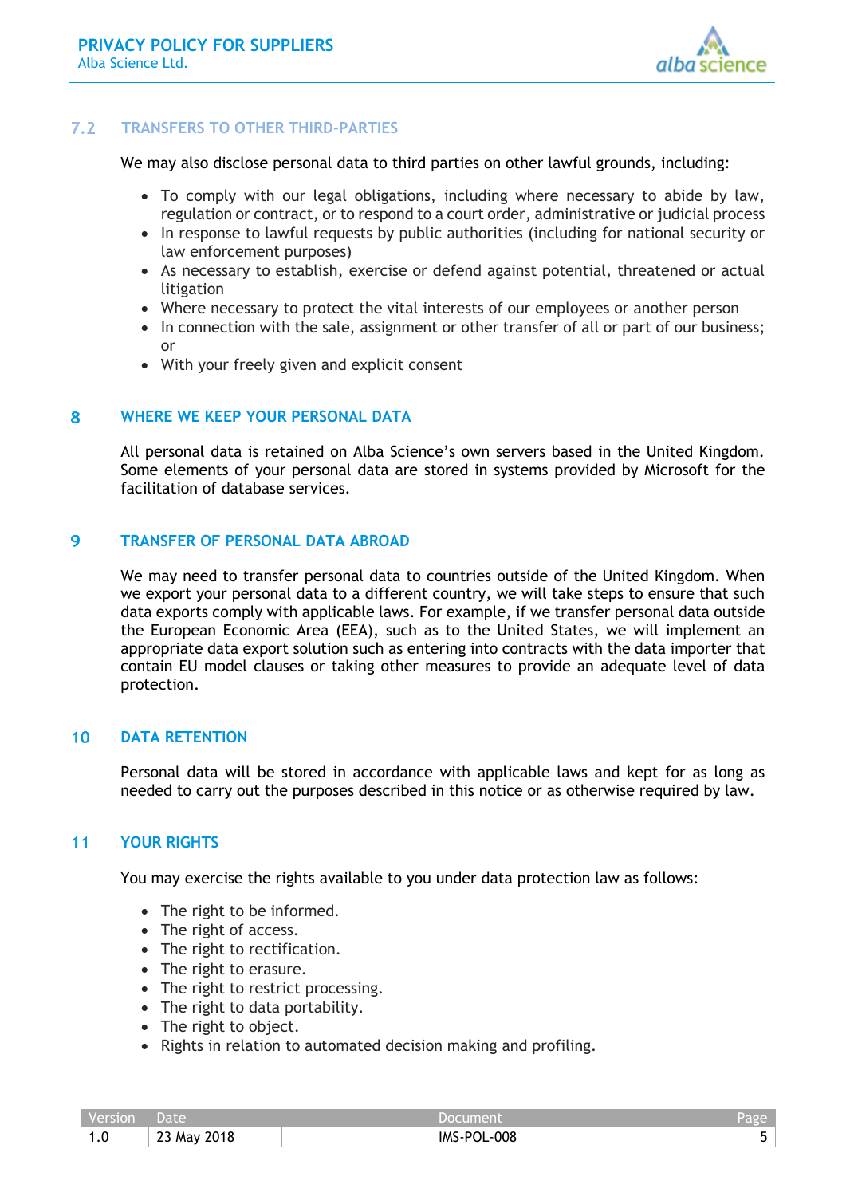### 7.2 TRANSFERS TO OTHER THIRD-PARTIES

We may also disclose personal data to third parties on other lawful grounds, including:

- To comply with our legal obligations, including where necessary to abide by law, regulation or contract, or to respond to a court order, administrative or judicial process
- In response to lawful requests by public authorities (including for national security or law enforcement purposes)
- As necessary to establish, exercise or defend against potential, threatened or actual litigation
- Where necessary to protect the vital interests of our employees or another person
- In connection with the sale, assignment or other transfer of all or part of our business; or
- With your freely given and explicit consent

## 8 WHERE WE KEEP YOUR PERSONAL DATA

All personal data is retained on Alba Science's own servers based in the United Kingdom. Some elements of your personal data are stored in systems provided by Microsoft for the facilitation of database services.

## 9 TRANSFER OF PERSONAL DATA ABROAD

We may need to transfer personal data to countries outside of the United Kingdom. When we export your personal data to a different country, we will take steps to ensure that such data exports comply with applicable laws. For example, if we transfer personal data outside the European Economic Area (EEA), such as to the United States, we will implement an appropriate data export solution such as entering into contracts with the data importer that contain EU model clauses or taking other measures to provide an adequate level of data protection.

## 10 DATA RETENTION

Personal data will be stored in accordance with applicable laws and kept for as long as needed to carry out the purposes described in this notice or as otherwise required by law.

## 11 YOUR RIGHTS

You may exercise the rights available to you under data protection law as follows:

- The right to be informed.
- The right of access.
- The right to rectification.
- The right to erasure.
- The right to restrict processing.
- The right to data portability.
- The right to object.
- Rights in relation to automated decision making and profiling.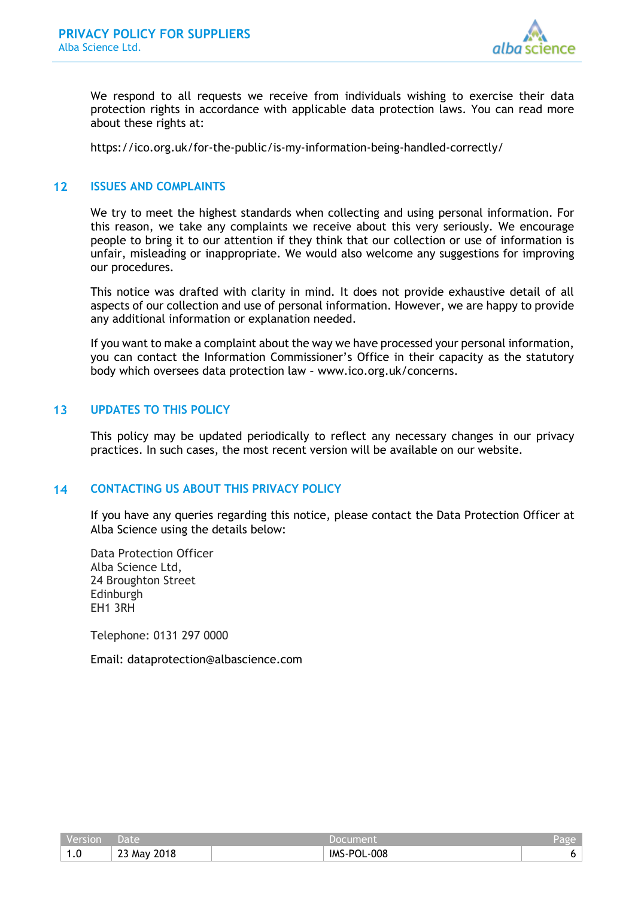We respond to all requests we receive from individuals wishing to exercise their data protection rights in accordance with applicable data protection laws. You can read more about these rights at:

https://ico.org.uk/for-the-public/is-my-information-being-handled-correctly/

## 12 ISSUES AND COMPLAINTS

We try to meet the highest standards when collecting and using personal information. For this reason, we take any complaints we receive about this very seriously. We encourage people to bring it to our attention if they think that our collection or use of information is unfair, misleading or inappropriate. We would also welcome any suggestions for improving our procedures.

This notice was drafted with clarity in mind. It does not provide exhaustive detail of all aspects of our collection and use of personal information. However, we are happy to provide any additional information or explanation needed.

If you want to make a complaint about the way we have processed your personal information, you can contact the Information Commissioner's Office in their capacity as the statutory body which oversees data protection law – www.ico.org.uk/concerns.

## 13 UPDATES TO THIS POLICY

This policy may be updated periodically to reflect any necessary changes in our privacy practices. In such cases, the most recent version will be available on our website.

## 14 CONTACTING US ABOUT THIS PRIVACY POLICY

If you have any queries regarding this notice, please contact the Data Protection Officer at Alba Science using the details below:

Data Protection Officer
Alba Science Ltd,
24 Broughton Street
Edinburgh
EH1 3RH

Telephone: 0131 297 0000

Email: dataprotection@albascience.com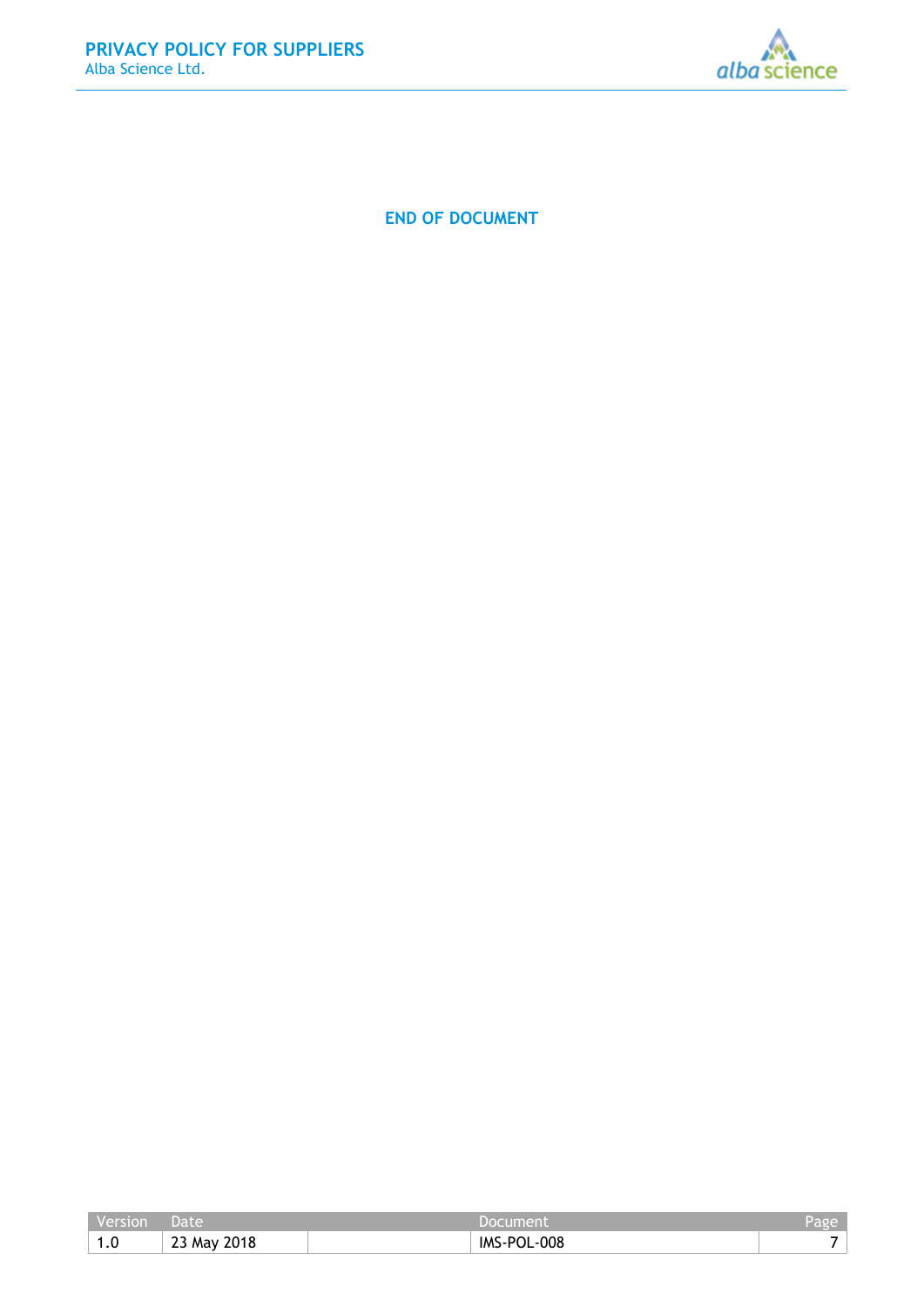**END OF DOCUMENT**